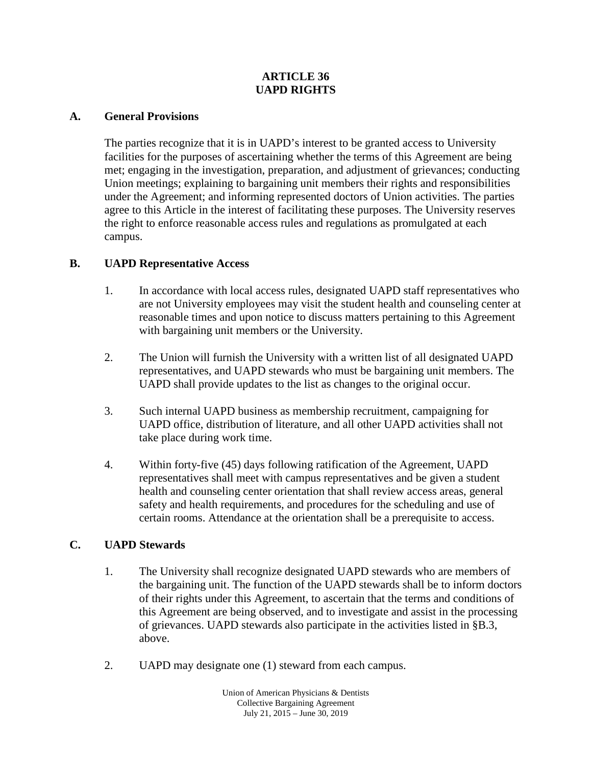# ARTICLE 36
# UAPD RIGHTS

## A. General Provisions

The parties recognize that it is in UAPD's interest to be granted access to University facilities for the purposes of ascertaining whether the terms of this Agreement are being met; engaging in the investigation, preparation, and adjustment of grievances; conducting Union meetings; explaining to bargaining unit members their rights and responsibilities under the Agreement; and informing represented doctors of Union activities. The parties agree to this Article in the interest of facilitating these purposes. The University reserves the right to enforce reasonable access rules and regulations as promulgated at each campus.

## B. UAPD Representative Access

1. In accordance with local access rules, designated UAPD staff representatives who are not University employees may visit the student health and counseling center at reasonable times and upon notice to discuss matters pertaining to this Agreement with bargaining unit members or the University.

2. The Union will furnish the University with a written list of all designated UAPD representatives, and UAPD stewards who must be bargaining unit members. The UAPD shall provide updates to the list as changes to the original occur.

3. Such internal UAPD business as membership recruitment, campaigning for UAPD office, distribution of literature, and all other UAPD activities shall not take place during work time.

4. Within forty-five (45) days following ratification of the Agreement, UAPD representatives shall meet with campus representatives and be given a student health and counseling center orientation that shall review access areas, general safety and health requirements, and procedures for the scheduling and use of certain rooms. Attendance at the orientation shall be a prerequisite to access.

## C. UAPD Stewards

1. The University shall recognize designated UAPD stewards who are members of the bargaining unit. The function of the UAPD stewards shall be to inform doctors of their rights under this Agreement, to ascertain that the terms and conditions of this Agreement are being observed, and to investigate and assist in the processing of grievances. UAPD stewards also participate in the activities listed in §B.3, above.

2. UAPD may designate one (1) steward from each campus.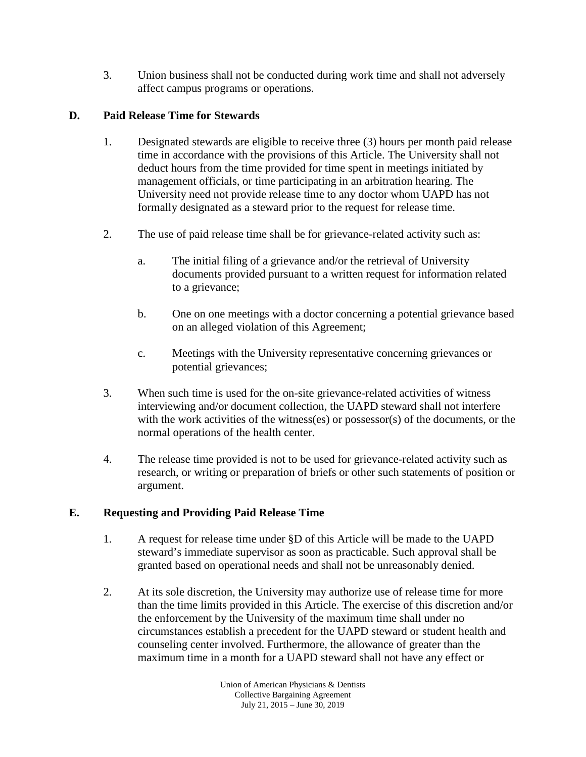3. Union business shall not be conducted during work time and shall not adversely affect campus programs or operations.

## D. Paid Release Time for Stewards

1. Designated stewards are eligible to receive three (3) hours per month paid release time in accordance with the provisions of this Article. The University shall not deduct hours from the time provided for time spent in meetings initiated by management officials, or time participating in an arbitration hearing. The University need not provide release time to any doctor whom UAPD has not formally designated as a steward prior to the request for release time.

2. The use of paid release time shall be for grievance-related activity such as:

   a. The initial filing of a grievance and/or the retrieval of University documents provided pursuant to a written request for information related to a grievance;

   b. One on one meetings with a doctor concerning a potential grievance based on an alleged violation of this Agreement;

   c. Meetings with the University representative concerning grievances or potential grievances;

3. When such time is used for the on-site grievance-related activities of witness interviewing and/or document collection, the UAPD steward shall not interfere with the work activities of the witness(es) or possessor(s) of the documents, or the normal operations of the health center.

4. The release time provided is not to be used for grievance-related activity such as research, or writing or preparation of briefs or other such statements of position or argument.

## E. Requesting and Providing Paid Release Time

1. A request for release time under §D of this Article will be made to the UAPD steward's immediate supervisor as soon as practicable. Such approval shall be granted based on operational needs and shall not be unreasonably denied.

2. At its sole discretion, the University may authorize use of release time for more than the time limits provided in this Article. The exercise of this discretion and/or the enforcement by the University of the maximum time shall under no circumstances establish a precedent for the UAPD steward or student health and counseling center involved. Furthermore, the allowance of greater than the maximum time in a month for a UAPD steward shall not have any effect or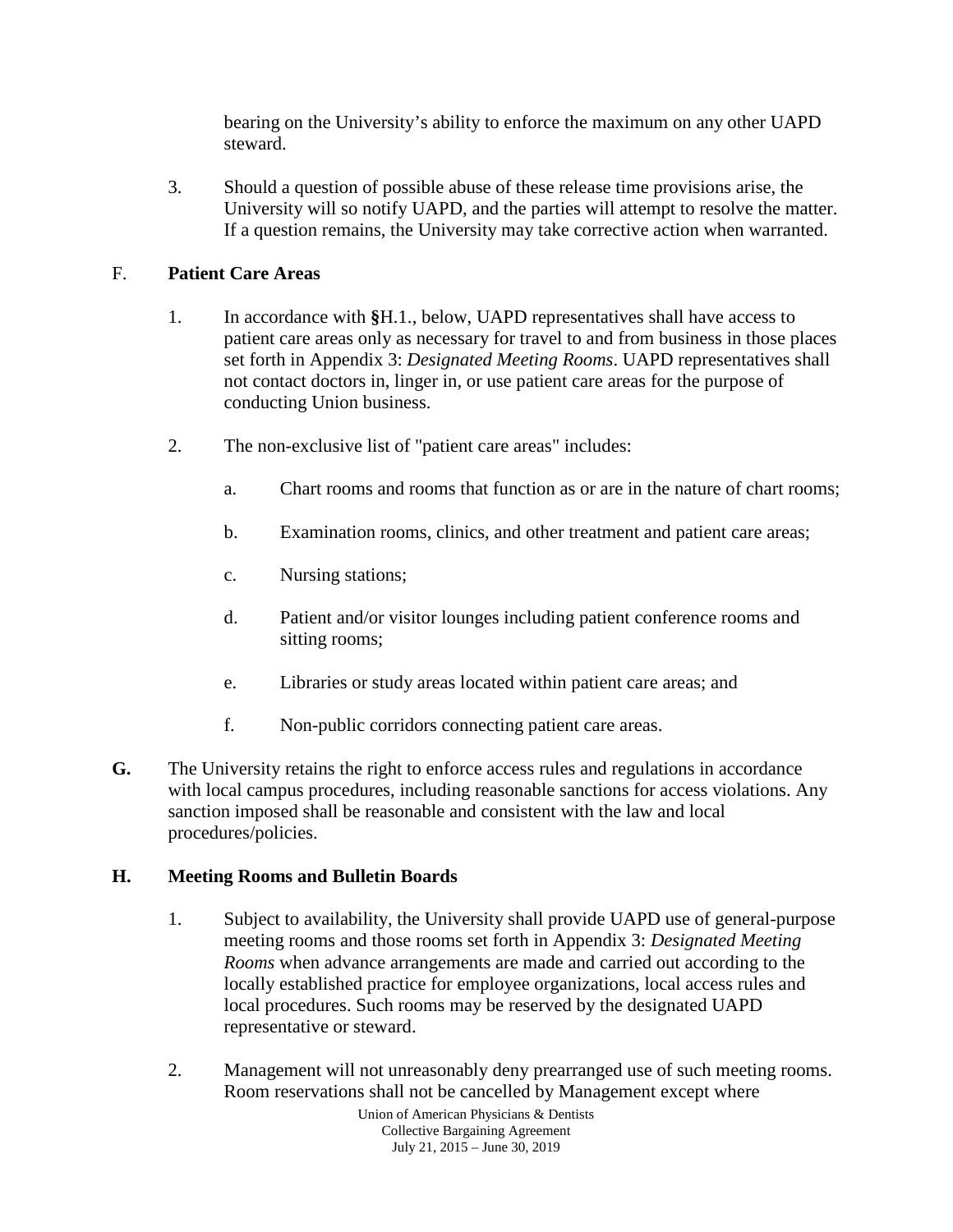bearing on the University's ability to enforce the maximum on any other UAPD steward.

3. Should a question of possible abuse of these release time provisions arise, the University will so notify UAPD, and the parties will attempt to resolve the matter. If a question remains, the University may take corrective action when warranted.

F. **Patient Care Areas**

1. In accordance with **§**H.1., below, UAPD representatives shall have access to patient care areas only as necessary for travel to and from business in those places set forth in Appendix 3: *Designated Meeting Rooms*. UAPD representatives shall not contact doctors in, linger in, or use patient care areas for the purpose of conducting Union business.

2. The non-exclusive list of "patient care areas" includes:

   a. Chart rooms and rooms that function as or are in the nature of chart rooms;

   b. Examination rooms, clinics, and other treatment and patient care areas;

   c. Nursing stations;

   d. Patient and/or visitor lounges including patient conference rooms and sitting rooms;

   e. Libraries or study areas located within patient care areas; and

   f. Non-public corridors connecting patient care areas.

**G.** The University retains the right to enforce access rules and regulations in accordance with local campus procedures, including reasonable sanctions for access violations. Any sanction imposed shall be reasonable and consistent with the law and local procedures/policies.

**H. Meeting Rooms and Bulletin Boards**

1. Subject to availability, the University shall provide UAPD use of general-purpose meeting rooms and those rooms set forth in Appendix 3: *Designated Meeting Rooms* when advance arrangements are made and carried out according to the locally established practice for employee organizations, local access rules and local procedures. Such rooms may be reserved by the designated UAPD representative or steward.

2. Management will not unreasonably deny prearranged use of such meeting rooms. Room reservations shall not be cancelled by Management except where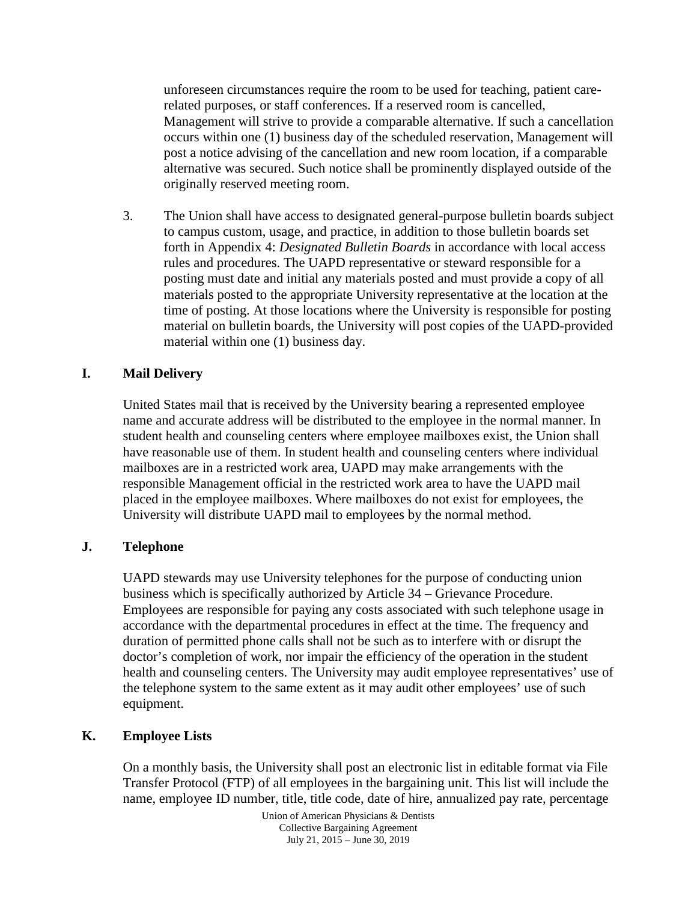unforeseen circumstances require the room to be used for teaching, patient care-related purposes, or staff conferences. If a reserved room is cancelled, Management will strive to provide a comparable alternative. If such a cancellation occurs within one (1) business day of the scheduled reservation, Management will post a notice advising of the cancellation and new room location, if a comparable alternative was secured. Such notice shall be prominently displayed outside of the originally reserved meeting room.

3. The Union shall have access to designated general-purpose bulletin boards subject to campus custom, usage, and practice, in addition to those bulletin boards set forth in Appendix 4: *Designated Bulletin Boards* in accordance with local access rules and procedures. The UAPD representative or steward responsible for a posting must date and initial any materials posted and must provide a copy of all materials posted to the appropriate University representative at the location at the time of posting. At those locations where the University is responsible for posting material on bulletin boards, the University will post copies of the UAPD-provided material within one (1) business day.

## I. Mail Delivery

United States mail that is received by the University bearing a represented employee name and accurate address will be distributed to the employee in the normal manner. In student health and counseling centers where employee mailboxes exist, the Union shall have reasonable use of them. In student health and counseling centers where individual mailboxes are in a restricted work area, UAPD may make arrangements with the responsible Management official in the restricted work area to have the UAPD mail placed in the employee mailboxes. Where mailboxes do not exist for employees, the University will distribute UAPD mail to employees by the normal method.

## J. Telephone

UAPD stewards may use University telephones for the purpose of conducting union business which is specifically authorized by Article 34 – Grievance Procedure. Employees are responsible for paying any costs associated with such telephone usage in accordance with the departmental procedures in effect at the time. The frequency and duration of permitted phone calls shall not be such as to interfere with or disrupt the doctor's completion of work, nor impair the efficiency of the operation in the student health and counseling centers. The University may audit employee representatives' use of the telephone system to the same extent as it may audit other employees' use of such equipment.

## K. Employee Lists

On a monthly basis, the University shall post an electronic list in editable format via File Transfer Protocol (FTP) of all employees in the bargaining unit. This list will include the name, employee ID number, title, title code, date of hire, annualized pay rate, percentage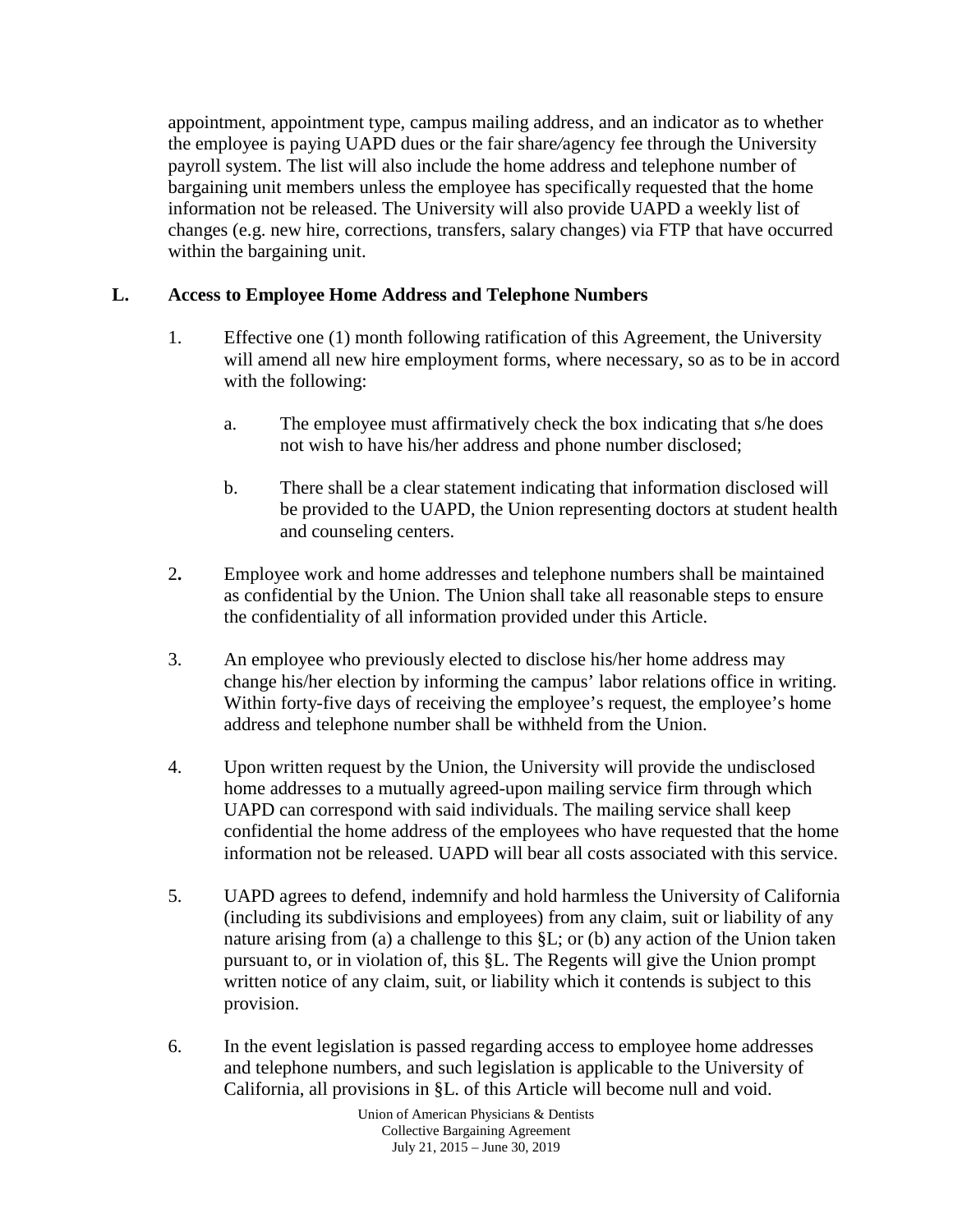appointment, appointment type, campus mailing address, and an indicator as to whether the employee is paying UAPD dues or the fair share/agency fee through the University payroll system. The list will also include the home address and telephone number of bargaining unit members unless the employee has specifically requested that the home information not be released. The University will also provide UAPD a weekly list of changes (e.g. new hire, corrections, transfers, salary changes) via FTP that have occurred within the bargaining unit.

**L. Access to Employee Home Address and Telephone Numbers**

1. Effective one (1) month following ratification of this Agreement, the University will amend all new hire employment forms, where necessary, so as to be in accord with the following:

   a. The employee must affirmatively check the box indicating that s/he does not wish to have his/her address and phone number disclosed;

   b. There shall be a clear statement indicating that information disclosed will be provided to the UAPD, the Union representing doctors at student health and counseling centers.

2. Employee work and home addresses and telephone numbers shall be maintained as confidential by the Union. The Union shall take all reasonable steps to ensure the confidentiality of all information provided under this Article.

3. An employee who previously elected to disclose his/her home address may change his/her election by informing the campus' labor relations office in writing. Within forty-five days of receiving the employee's request, the employee's home address and telephone number shall be withheld from the Union.

4. Upon written request by the Union, the University will provide the undisclosed home addresses to a mutually agreed-upon mailing service firm through which UAPD can correspond with said individuals. The mailing service shall keep confidential the home address of the employees who have requested that the home information not be released. UAPD will bear all costs associated with this service.

5. UAPD agrees to defend, indemnify and hold harmless the University of California (including its subdivisions and employees) from any claim, suit or liability of any nature arising from (a) a challenge to this §L; or (b) any action of the Union taken pursuant to, or in violation of, this §L. The Regents will give the Union prompt written notice of any claim, suit, or liability which it contends is subject to this provision.

6. In the event legislation is passed regarding access to employee home addresses and telephone numbers, and such legislation is applicable to the University of California, all provisions in §L. of this Article will become null and void.